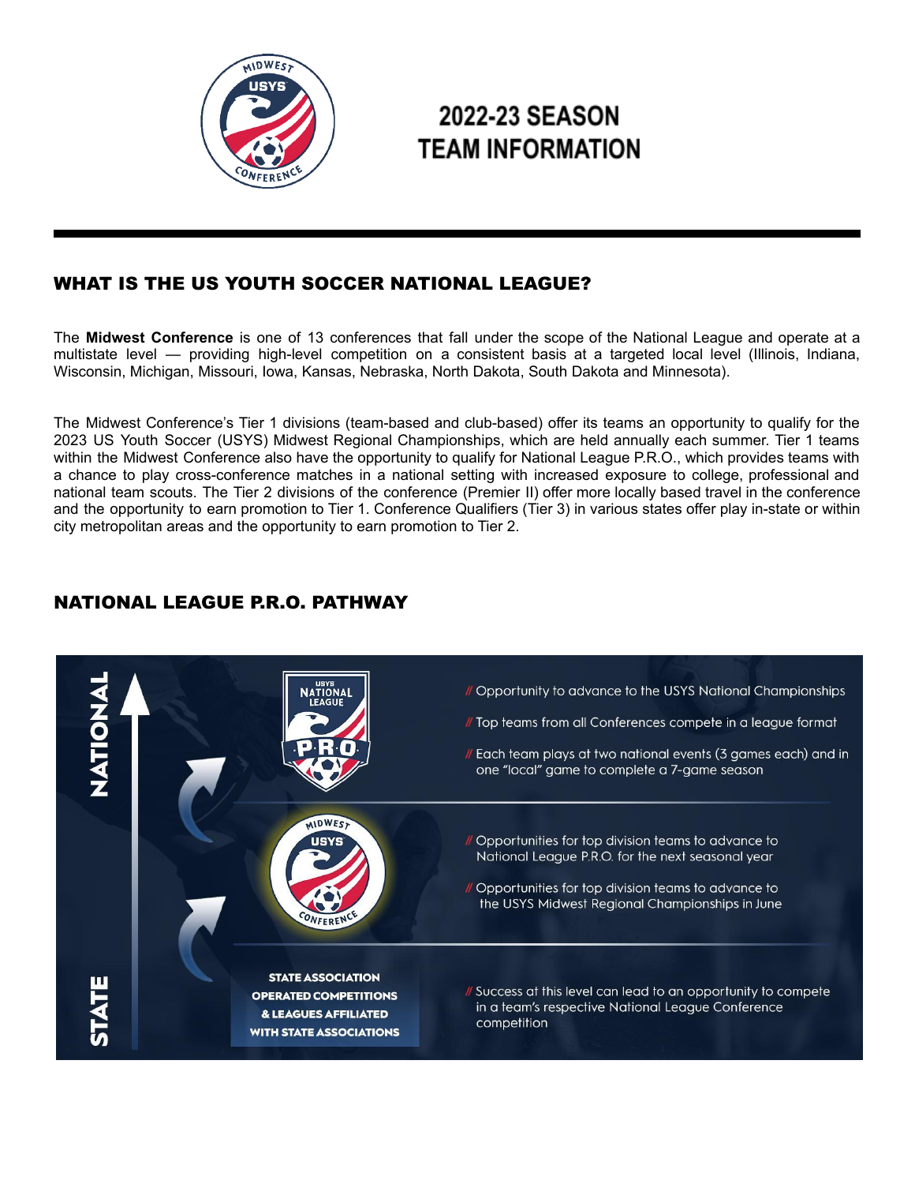# 2022-23 SEASON TEAM INFORMATION

## WHAT IS THE US YOUTH SOCCER NATIONAL LEAGUE?

The **Midwest Conference** is one of 13 conferences that fall under the scope of the National League and operate at a multistate level — providing high-level competition on a consistent basis at a targeted local level (Illinois, Indiana, Wisconsin, Michigan, Missouri, Iowa, Kansas, Nebraska, North Dakota, South Dakota and Minnesota).

The Midwest Conference's Tier 1 divisions (team-based and club-based) offer its teams an opportunity to qualify for the 2023 US Youth Soccer (USYS) Midwest Regional Championships, which are held annually each summer. Tier 1 teams within the Midwest Conference also have the opportunity to qualify for National League P.R.O., which provides teams with a chance to play cross-conference matches in a national setting with increased exposure to college, professional and national team scouts. The Tier 2 divisions of the conference (Premier II) offer more locally based travel in the conference and the opportunity to earn promotion to Tier 1. Conference Qualifiers (Tier 3) in various states offer play in-state or within city metropolitan areas and the opportunity to earn promotion to Tier 2.

## NATIONAL LEAGUE P.R.O. PATHWAY

**NATIONAL**

**USYS NATIONAL LEAGUE P.R.O.**

- // Opportunity to advance to the USYS National Championships
- // Top teams from all Conferences compete in a league format
- // Each team plays at two national events (3 games each) and in one "local" game to complete a 7-game season

**MIDWEST USYS CONFERENCE**

- // Opportunities for top division teams to advance to National League P.R.O. for the next seasonal year
- // Opportunities for top division teams to advance to the USYS Midwest Regional Championships in June

**STATE**

**STATE ASSOCIATION OPERATED COMPETITIONS & LEAGUES AFFILIATED WITH STATE ASSOCIATIONS**

- // Success at this level can lead to an opportunity to compete in a team's respective National League Conference competition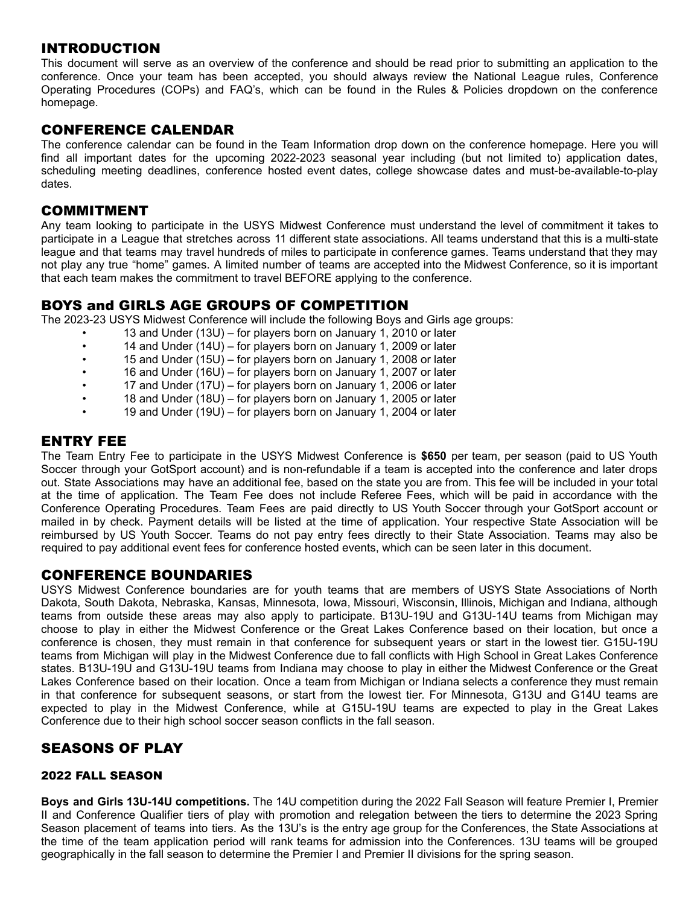## INTRODUCTION

This document will serve as an overview of the conference and should be read prior to submitting an application to the conference. Once your team has been accepted, you should always review the National League rules, Conference Operating Procedures (COPs) and FAQ's, which can be found in the Rules & Policies dropdown on the conference homepage.

## CONFERENCE CALENDAR

The conference calendar can be found in the Team Information drop down on the conference homepage. Here you will find all important dates for the upcoming 2022-2023 seasonal year including (but not limited to) application dates, scheduling meeting deadlines, conference hosted event dates, college showcase dates and must-be-available-to-play dates.

## COMMITMENT

Any team looking to participate in the USYS Midwest Conference must understand the level of commitment it takes to participate in a League that stretches across 11 different state associations. All teams understand that this is a multi-state league and that teams may travel hundreds of miles to participate in conference games. Teams understand that they may not play any true "home" games. A limited number of teams are accepted into the Midwest Conference, so it is important that each team makes the commitment to travel BEFORE applying to the conference.

## BOYS and GIRLS AGE GROUPS OF COMPETITION

The 2023-23 USYS Midwest Conference will include the following Boys and Girls age groups:

- 13 and Under (13U) – for players born on January 1, 2010 or later
- 14 and Under (14U) – for players born on January 1, 2009 or later
- 15 and Under (15U) – for players born on January 1, 2008 or later
- 16 and Under (16U) – for players born on January 1, 2007 or later
- 17 and Under (17U) – for players born on January 1, 2006 or later
- 18 and Under (18U) – for players born on January 1, 2005 or later
- 19 and Under (19U) – for players born on January 1, 2004 or later

## ENTRY FEE

The Team Entry Fee to participate in the USYS Midwest Conference is **$650** per team, per season (paid to US Youth Soccer through your GotSport account) and is non-refundable if a team is accepted into the conference and later drops out. State Associations may have an additional fee, based on the state you are from. This fee will be included in your total at the time of application. The Team Fee does not include Referee Fees, which will be paid in accordance with the Conference Operating Procedures. Team Fees are paid directly to US Youth Soccer through your GotSport account or mailed in by check. Payment details will be listed at the time of application. Your respective State Association will be reimbursed by US Youth Soccer. Teams do not pay entry fees directly to their State Association. Teams may also be required to pay additional event fees for conference hosted events, which can be seen later in this document.

## CONFERENCE BOUNDARIES

USYS Midwest Conference boundaries are for youth teams that are members of USYS State Associations of North Dakota, South Dakota, Nebraska, Kansas, Minnesota, Iowa, Missouri, Wisconsin, Illinois, Michigan and Indiana, although teams from outside these areas may also apply to participate. B13U-19U and G13U-14U teams from Michigan may choose to play in either the Midwest Conference or the Great Lakes Conference based on their location, but once a conference is chosen, they must remain in that conference for subsequent years or start in the lowest tier. G15U-19U teams from Michigan will play in the Midwest Conference due to fall conflicts with High School in Great Lakes Conference states. B13U-19U and G13U-19U teams from Indiana may choose to play in either the Midwest Conference or the Great Lakes Conference based on their location. Once a team from Michigan or Indiana selects a conference they must remain in that conference for subsequent seasons, or start from the lowest tier. For Minnesota, G13U and G14U teams are expected to play in the Midwest Conference, while at G15U-19U teams are expected to play in the Great Lakes Conference due to their high school soccer season conflicts in the fall season.

## SEASONS OF PLAY

### 2022 FALL SEASON

**Boys and Girls 13U-14U competitions.** The 14U competition during the 2022 Fall Season will feature Premier I, Premier II and Conference Qualifier tiers of play with promotion and relegation between the tiers to determine the 2023 Spring Season placement of teams into tiers. As the 13U's is the entry age group for the Conferences, the State Associations at the time of the team application period will rank teams for admission into the Conferences. 13U teams will be grouped geographically in the fall season to determine the Premier I and Premier II divisions for the spring season.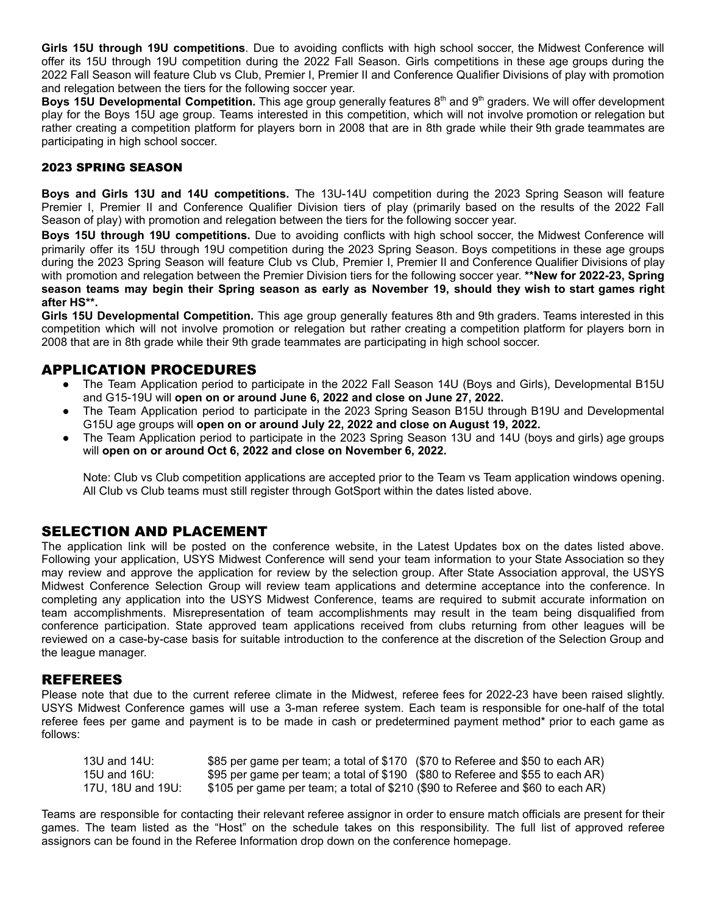**Girls 15U through 19U competitions**. Due to avoiding conflicts with high school soccer, the Midwest Conference will offer its 15U through 19U competition during the 2022 Fall Season. Girls competitions in these age groups during the 2022 Fall Season will feature Club vs Club, Premier I, Premier II and Conference Qualifier Divisions of play with promotion and relegation between the tiers for the following soccer year.

**Boys 15U Developmental Competition.** This age group generally features 8th and 9th graders. We will offer development play for the Boys 15U age group. Teams interested in this competition, which will not involve promotion or relegation but rather creating a competition platform for players born in 2008 that are in 8th grade while their 9th grade teammates are participating in high school soccer.

### 2023 SPRING SEASON

**Boys and Girls 13U and 14U competitions.** The 13U-14U competition during the 2023 Spring Season will feature Premier I, Premier II and Conference Qualifier Division tiers of play (primarily based on the results of the 2022 Fall Season of play) with promotion and relegation between the tiers for the following soccer year.

**Boys 15U through 19U competitions.** Due to avoiding conflicts with high school soccer, the Midwest Conference will primarily offer its 15U through 19U competition during the 2023 Spring Season. Boys competitions in these age groups during the 2023 Spring Season will feature Club vs Club, Premier I, Premier II and Conference Qualifier Divisions of play with promotion and relegation between the Premier Division tiers for the following soccer year. **\*\*New for 2022-23, Spring season teams may begin their Spring season as early as November 19, should they wish to start games right after HS\*\*.**

**Girls 15U Developmental Competition.** This age group generally features 8th and 9th graders. Teams interested in this competition which will not involve promotion or relegation but rather creating a competition platform for players born in 2008 that are in 8th grade while their 9th grade teammates are participating in high school soccer.

## APPLICATION PROCEDURES

- The Team Application period to participate in the 2022 Fall Season 14U (Boys and Girls), Developmental B15U and G15-19U will **open on or around June 6, 2022 and close on June 27, 2022.**
- The Team Application period to participate in the 2023 Spring Season B15U through B19U and Developmental G15U age groups will **open on or around July 22, 2022 and close on August 19, 2022.**
- The Team Application period to participate in the 2023 Spring Season 13U and 14U (boys and girls) age groups will **open on or around Oct 6, 2022 and close on November 6, 2022.**

  Note: Club vs Club competition applications are accepted prior to the Team vs Team application windows opening. All Club vs Club teams must still register through GotSport within the dates listed above.

## SELECTION AND PLACEMENT

The application link will be posted on the conference website, in the Latest Updates box on the dates listed above. Following your application, USYS Midwest Conference will send your team information to your State Association so they may review and approve the application for review by the selection group. After State Association approval, the USYS Midwest Conference Selection Group will review team applications and determine acceptance into the conference. In completing any application into the USYS Midwest Conference, teams are required to submit accurate information on team accomplishments. Misrepresentation of team accomplishments may result in the team being disqualified from conference participation. State approved team applications received from clubs returning from other leagues will be reviewed on a case-by-case basis for suitable introduction to the conference at the discretion of the Selection Group and the league manager.

## REFEREES

Please note that due to the current referee climate in the Midwest, referee fees for 2022-23 have been raised slightly. USYS Midwest Conference games will use a 3-man referee system. Each team is responsible for one-half of the total referee fees per game and payment is to be made in cash or predetermined payment method* prior to each game as follows:

| | | |
|---|---|---|
| 13U and 14U: | $85 per game per team; a total of $170 | ($70 to Referee and $50 to each AR) |
| 15U and 16U: | $95 per game per team; a total of $190 | ($80 to Referee and $55 to each AR) |
| 17U, 18U and 19U: | $105 per game per team; a total of $210 | ($90 to Referee and $60 to each AR) |

Teams are responsible for contacting their relevant referee assignor in order to ensure match officials are present for their games. The team listed as the "Host" on the schedule takes on this responsibility. The full list of approved referee assignors can be found in the Referee Information drop down on the conference homepage.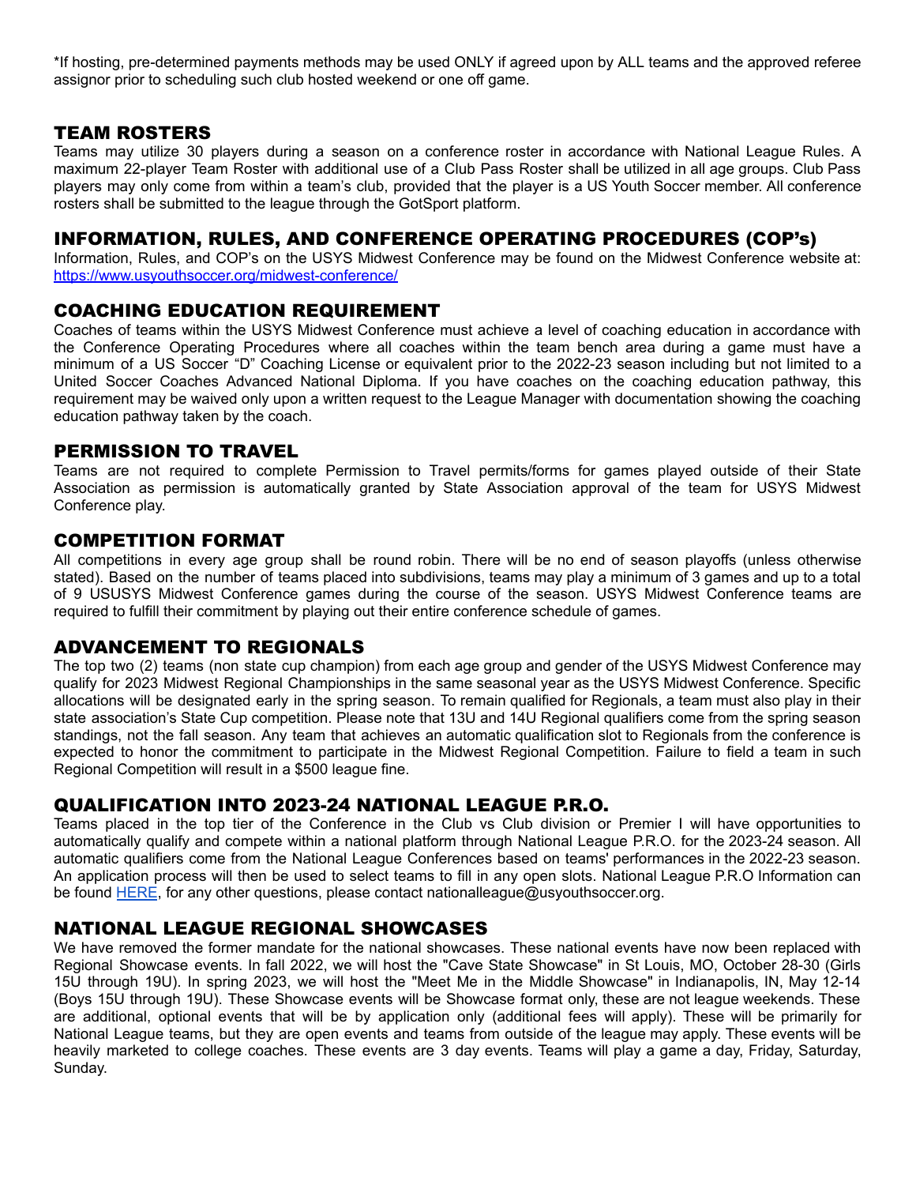*If hosting, pre-determined payments methods may be used ONLY if agreed upon by ALL teams and the approved referee assignor prior to scheduling such club hosted weekend or one off game.

## TEAM ROSTERS

Teams may utilize 30 players during a season on a conference roster in accordance with National League Rules. A maximum 22-player Team Roster with additional use of a Club Pass Roster shall be utilized in all age groups. Club Pass players may only come from within a team's club, provided that the player is a US Youth Soccer member. All conference rosters shall be submitted to the league through the GotSport platform.

## INFORMATION, RULES, AND CONFERENCE OPERATING PROCEDURES (COP's)

Information, Rules, and COP's on the USYS Midwest Conference may be found on the Midwest Conference website at: [https://www.usyouthsoccer.org/midwest-conference/](https://www.usyouthsoccer.org/midwest-conference/)

## COACHING EDUCATION REQUIREMENT

Coaches of teams within the USYS Midwest Conference must achieve a level of coaching education in accordance with the Conference Operating Procedures where all coaches within the team bench area during a game must have a minimum of a US Soccer "D" Coaching License or equivalent prior to the 2022-23 season including but not limited to a United Soccer Coaches Advanced National Diploma. If you have coaches on the coaching education pathway, this requirement may be waived only upon a written request to the League Manager with documentation showing the coaching education pathway taken by the coach.

## PERMISSION TO TRAVEL

Teams are not required to complete Permission to Travel permits/forms for games played outside of their State Association as permission is automatically granted by State Association approval of the team for USYS Midwest Conference play.

## COMPETITION FORMAT

All competitions in every age group shall be round robin. There will be no end of season playoffs (unless otherwise stated). Based on the number of teams placed into subdivisions, teams may play a minimum of 3 games and up to a total of 9 USUSYS Midwest Conference games during the course of the season. USYS Midwest Conference teams are required to fulfill their commitment by playing out their entire conference schedule of games.

## ADVANCEMENT TO REGIONALS

The top two (2) teams (non state cup champion) from each age group and gender of the USYS Midwest Conference may qualify for 2023 Midwest Regional Championships in the same seasonal year as the USYS Midwest Conference. Specific allocations will be designated early in the spring season. To remain qualified for Regionals, a team must also play in their state association's State Cup competition. Please note that 13U and 14U Regional qualifiers come from the spring season standings, not the fall season. Any team that achieves an automatic qualification slot to Regionals from the conference is expected to honor the commitment to participate in the Midwest Regional Competition. Failure to field a team in such Regional Competition will result in a $500 league fine.

## QUALIFICATION INTO 2023-24 NATIONAL LEAGUE P.R.O.

Teams placed in the top tier of the Conference in the Club vs Club division or Premier I will have opportunities to automatically qualify and compete within a national platform through National League P.R.O. for the 2023-24 season. All automatic qualifiers come from the National League Conferences based on teams' performances in the 2022-23 season. An application process will then be used to select teams to fill in any open slots. National League P.R.O Information can be found HERE, for any other questions, please contact nationalleague@usyouthsoccer.org.

## NATIONAL LEAGUE REGIONAL SHOWCASES

We have removed the former mandate for the national showcases. These national events have now been replaced with Regional Showcase events. In fall 2022, we will host the "Cave State Showcase" in St Louis, MO, October 28-30 (Girls 15U through 19U). In spring 2023, we will host the "Meet Me in the Middle Showcase" in Indianapolis, IN, May 12-14 (Boys 15U through 19U). These Showcase events will be Showcase format only, these are not league weekends. These are additional, optional events that will be by application only (additional fees will apply). These will be primarily for National League teams, but they are open events and teams from outside of the league may apply. These events will be heavily marketed to college coaches. These events are 3 day events. Teams will play a game a day, Friday, Saturday, Sunday.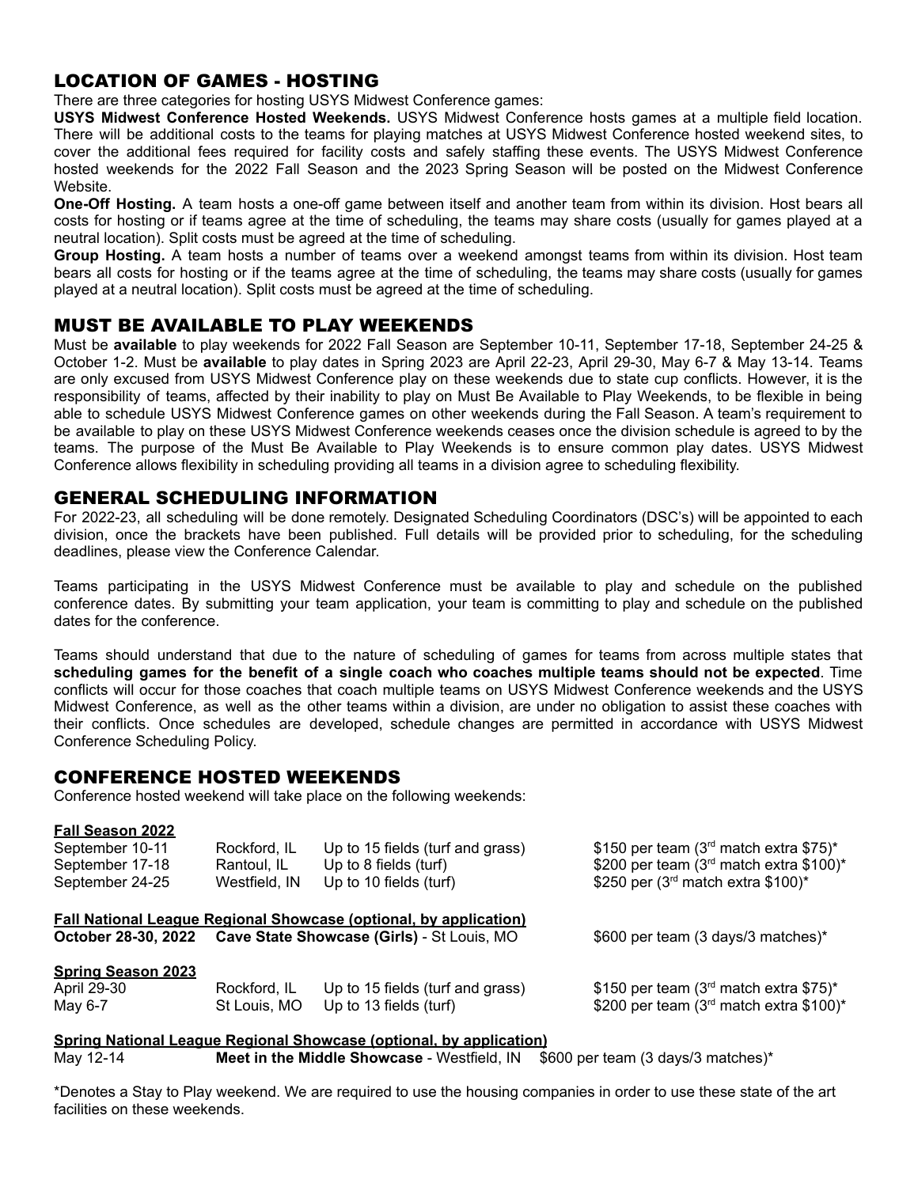## LOCATION OF GAMES - HOSTING

There are three categories for hosting USYS Midwest Conference games:

**USYS Midwest Conference Hosted Weekends.** USYS Midwest Conference hosts games at a multiple field location. There will be additional costs to the teams for playing matches at USYS Midwest Conference hosted weekend sites, to cover the additional fees required for facility costs and safely staffing these events. The USYS Midwest Conference hosted weekends for the 2022 Fall Season and the 2023 Spring Season will be posted on the Midwest Conference Website.

**One-Off Hosting.** A team hosts a one-off game between itself and another team from within its division. Host bears all costs for hosting or if teams agree at the time of scheduling, the teams may share costs (usually for games played at a neutral location). Split costs must be agreed at the time of scheduling.

**Group Hosting.** A team hosts a number of teams over a weekend amongst teams from within its division. Host team bears all costs for hosting or if the teams agree at the time of scheduling, the teams may share costs (usually for games played at a neutral location). Split costs must be agreed at the time of scheduling.

## MUST BE AVAILABLE TO PLAY WEEKENDS

Must be **available** to play weekends for 2022 Fall Season are September 10-11, September 17-18, September 24-25 & October 1-2. Must be **available** to play dates in Spring 2023 are April 22-23, April 29-30, May 6-7 & May 13-14. Teams are only excused from USYS Midwest Conference play on these weekends due to state cup conflicts. However, it is the responsibility of teams, affected by their inability to play on Must Be Available to Play Weekends, to be flexible in being able to schedule USYS Midwest Conference games on other weekends during the Fall Season. A team's requirement to be available to play on these USYS Midwest Conference weekends ceases once the division schedule is agreed to by the teams. The purpose of the Must Be Available to Play Weekends is to ensure common play dates. USYS Midwest Conference allows flexibility in scheduling providing all teams in a division agree to scheduling flexibility.

## GENERAL SCHEDULING INFORMATION

For 2022-23, all scheduling will be done remotely. Designated Scheduling Coordinators (DSC's) will be appointed to each division, once the brackets have been published. Full details will be provided prior to scheduling, for the scheduling deadlines, please view the Conference Calendar.

Teams participating in the USYS Midwest Conference must be available to play and schedule on the published conference dates. By submitting your team application, your team is committing to play and schedule on the published dates for the conference.

Teams should understand that due to the nature of scheduling of games for teams from across multiple states that **scheduling games for the benefit of a single coach who coaches multiple teams should not be expected**. Time conflicts will occur for those coaches that coach multiple teams on USYS Midwest Conference weekends and the USYS Midwest Conference, as well as the other teams within a division, are under no obligation to assist these coaches with their conflicts. Once schedules are developed, schedule changes are permitted in accordance with USYS Midwest Conference Scheduling Policy.

## CONFERENCE HOSTED WEEKENDS

Conference hosted weekend will take place on the following weekends:

**Fall Season 2022**

| | | | |
|---|---|---|---|
| September 10-11 | Rockford, IL | Up to 15 fields (turf and grass) | \$150 per team (3rd match extra \$75)* |
| September 17-18 | Rantoul, IL | Up to 8 fields (turf) | \$200 per team (3rd match extra \$100)* |
| September 24-25 | Westfield, IN | Up to 10 fields (turf) | \$250 per (3rd match extra \$100)* |

**Fall National League Regional Showcase (optional, by application)**

**October 28-30, 2022** **Cave State Showcase (Girls)** - St Louis, MO — \$600 per team (3 days/3 matches)*

**Spring Season 2023**

| | | | |
|---|---|---|---|
| April 29-30 | Rockford, IL | Up to 15 fields (turf and grass) | \$150 per team (3rd match extra \$75)* |
| May 6-7 | St Louis, MO | Up to 13 fields (turf) | \$200 per team (3rd match extra \$100)* |

**Spring National League Regional Showcase (optional, by application)**

May 12-14 **Meet in the Middle Showcase** - Westfield, IN — \$600 per team (3 days/3 matches)*

*Denotes a Stay to Play weekend. We are required to use the housing companies in order to use these state of the art facilities on these weekends.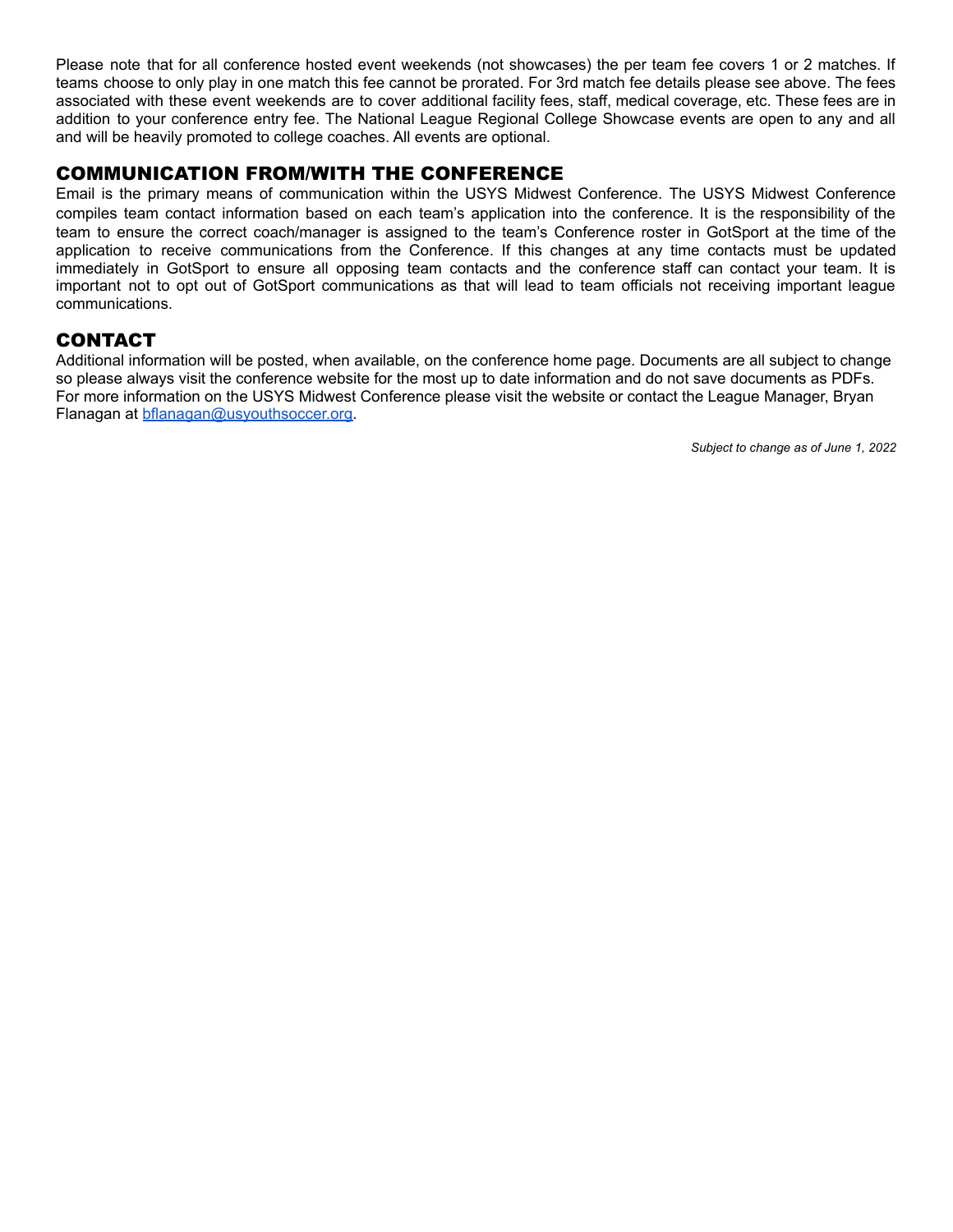Please note that for all conference hosted event weekends (not showcases) the per team fee covers 1 or 2 matches. If teams choose to only play in one match this fee cannot be prorated. For 3rd match fee details please see above. The fees associated with these event weekends are to cover additional facility fees, staff, medical coverage, etc. These fees are in addition to your conference entry fee. The National League Regional College Showcase events are open to any and all and will be heavily promoted to college coaches. All events are optional.

## COMMUNICATION FROM/WITH THE CONFERENCE

Email is the primary means of communication within the USYS Midwest Conference. The USYS Midwest Conference compiles team contact information based on each team's application into the conference. It is the responsibility of the team to ensure the correct coach/manager is assigned to the team's Conference roster in GotSport at the time of the application to receive communications from the Conference. If this changes at any time contacts must be updated immediately in GotSport to ensure all opposing team contacts and the conference staff can contact your team. It is important not to opt out of GotSport communications as that will lead to team officials not receiving important league communications.

## CONTACT

Additional information will be posted, when available, on the conference home page. Documents are all subject to change so please always visit the conference website for the most up to date information and do not save documents as PDFs. For more information on the USYS Midwest Conference please visit the website or contact the League Manager, Bryan Flanagan at bflanagan@usyouthsoccer.org.

*Subject to change as of June 1, 2022*